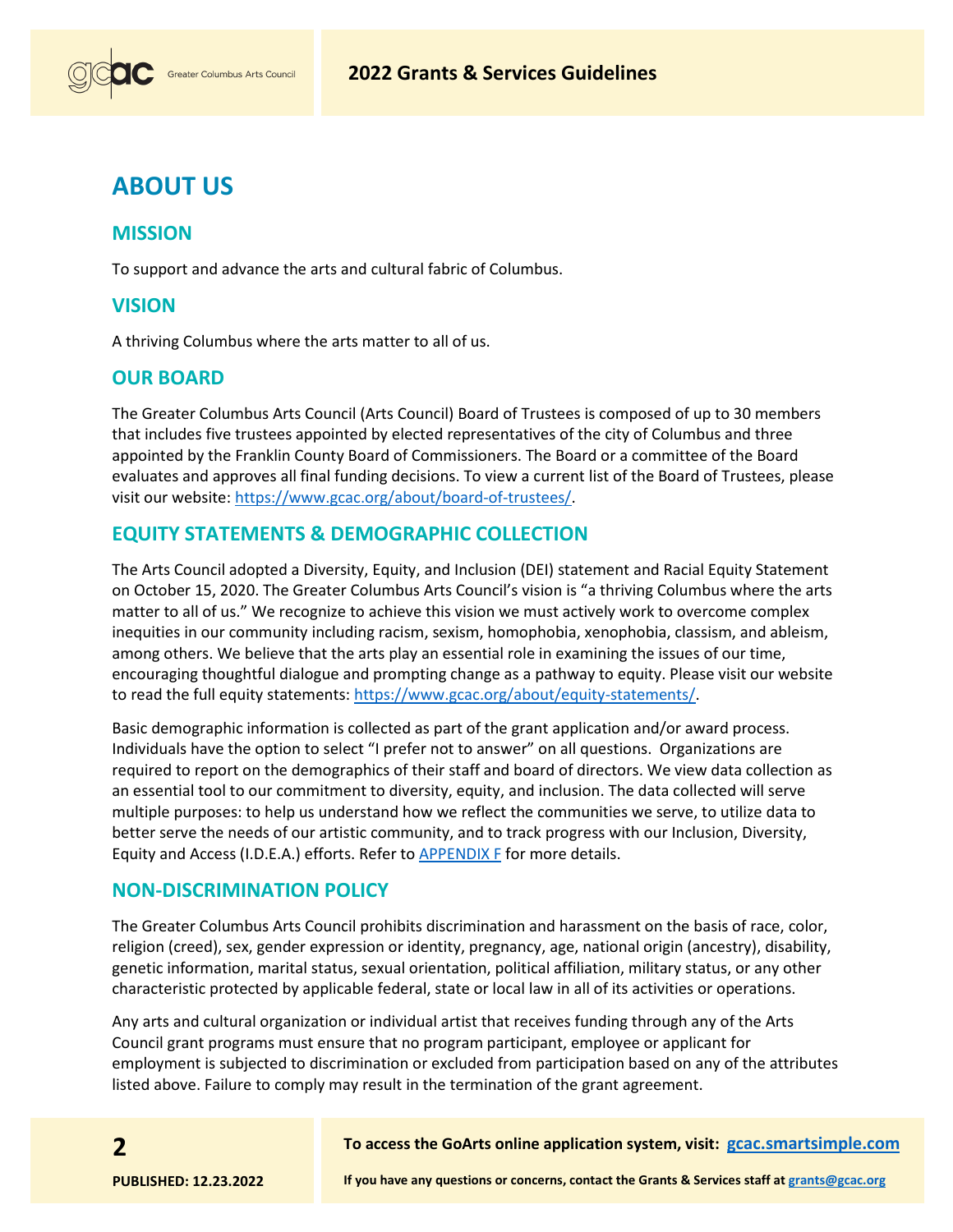# ABOUT US

## MISSION

To support and advance the arts and cultural fabric of Columbus.

## VISION

A thriving Columbus where the arts matter to all of us.

## OUR BOARD

The Greater Columbus Arts Council (Arts Council) Board of Trustees is composed of up to 30 members that includes five trustees appointed by elected representatives of the city of Columbus and three appointed by the Franklin County Board of Commissioners. The Board or a committee of the Board evaluates and approves all final funding decisions. To view a current list of the Board of Trustees, please visit our website: https://www.gcac.org/about/board-of-trustees/.

## EQUITY STATEMENTS & DEMOGRAPHIC COLLECTION

The Arts Council adopted a Diversity, Equity, and Inclusion (DEI) statement and Racial Equity Statement on October 15, 2020. The Greater Columbus Arts Council's vision is "a thriving Columbus where the arts matter to all of us." We recognize to achieve this vision we must actively work to overcome complex inequities in our community including racism, sexism, homophobia, xenophobia, classism, and ableism, among others. We believe that the arts play an essential role in examining the issues of our time, encouraging thoughtful dialogue and prompting change as a pathway to equity. Please visit our website to read the full equity statements: https://www.gcac.org/about/equity-statements/.

Basic demographic information is collected as part of the grant application and/or award process. Individuals have the option to select "I prefer not to answer" on all questions. Organizations are required to report on the demographics of their staff and board of directors. We view data collection as an essential tool to our commitment to diversity, equity, and inclusion. The data collected will serve multiple purposes: to help us understand how we reflect the communities we serve, to utilize data to better serve the needs of our artistic community, and to track progress with our Inclusion, Diversity, Equity and Access (I.D.E.A.) efforts. Refer to APPENDIX F for more details.

## NON-DISCRIMINATION POLICY

The Greater Columbus Arts Council prohibits discrimination and harassment on the basis of race, color, religion (creed), sex, gender expression or identity, pregnancy, age, national origin (ancestry), disability, genetic information, marital status, sexual orientation, political affiliation, military status, or any other characteristic protected by applicable federal, state or local law in all of its activities or operations.

Any arts and cultural organization or individual artist that receives funding through any of the Arts Council grant programs must ensure that no program participant, employee or applicant for employment is subjected to discrimination or excluded from participation based on any of the attributes listed above. Failure to comply may result in the termination of the grant agreement.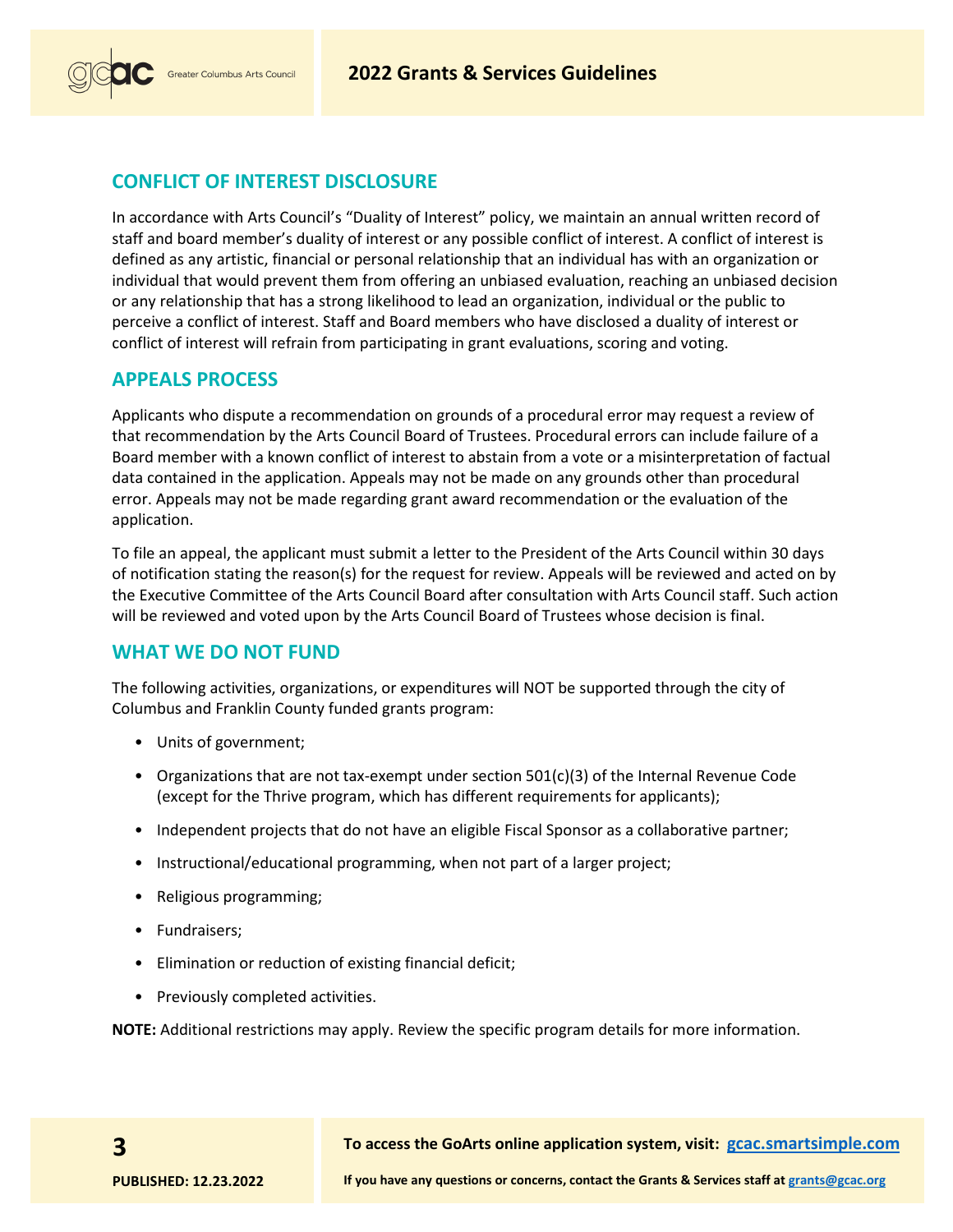## CONFLICT OF INTEREST DISCLOSURE

In accordance with Arts Council's "Duality of Interest" policy, we maintain an annual written record of staff and board member's duality of interest or any possible conflict of interest. A conflict of interest is defined as any artistic, financial or personal relationship that an individual has with an organization or individual that would prevent them from offering an unbiased evaluation, reaching an unbiased decision or any relationship that has a strong likelihood to lead an organization, individual or the public to perceive a conflict of interest. Staff and Board members who have disclosed a duality of interest or conflict of interest will refrain from participating in grant evaluations, scoring and voting.

## APPEALS PROCESS

Applicants who dispute a recommendation on grounds of a procedural error may request a review of that recommendation by the Arts Council Board of Trustees. Procedural errors can include failure of a Board member with a known conflict of interest to abstain from a vote or a misinterpretation of factual data contained in the application. Appeals may not be made on any grounds other than procedural error. Appeals may not be made regarding grant award recommendation or the evaluation of the application.

To file an appeal, the applicant must submit a letter to the President of the Arts Council within 30 days of notification stating the reason(s) for the request for review. Appeals will be reviewed and acted on by the Executive Committee of the Arts Council Board after consultation with Arts Council staff. Such action will be reviewed and voted upon by the Arts Council Board of Trustees whose decision is final.

## WHAT WE DO NOT FUND

The following activities, organizations, or expenditures will NOT be supported through the city of Columbus and Franklin County funded grants program:

- Units of government;
- Organizations that are not tax-exempt under section 501(c)(3) of the Internal Revenue Code (except for the Thrive program, which has different requirements for applicants);
- Independent projects that do not have an eligible Fiscal Sponsor as a collaborative partner;
- Instructional/educational programming, when not part of a larger project;
- Religious programming;
- Fundraisers;
- Elimination or reduction of existing financial deficit;
- Previously completed activities.

**NOTE:** Additional restrictions may apply. Review the specific program details for more information.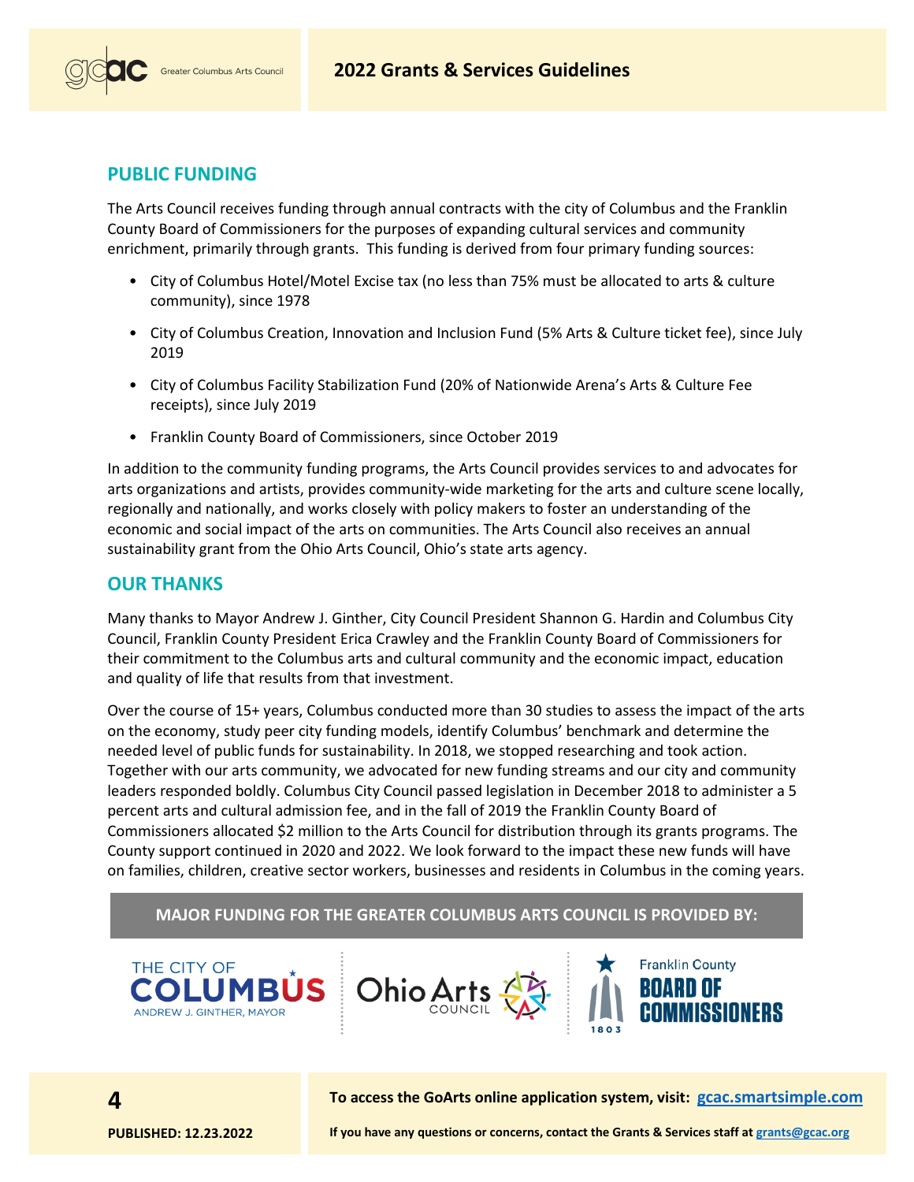## PUBLIC FUNDING

The Arts Council receives funding through annual contracts with the city of Columbus and the Franklin County Board of Commissioners for the purposes of expanding cultural services and community enrichment, primarily through grants. This funding is derived from four primary funding sources:

- City of Columbus Hotel/Motel Excise tax (no less than 75% must be allocated to arts & culture community), since 1978
- City of Columbus Creation, Innovation and Inclusion Fund (5% Arts & Culture ticket fee), since July 2019
- City of Columbus Facility Stabilization Fund (20% of Nationwide Arena's Arts & Culture Fee receipts), since July 2019
- Franklin County Board of Commissioners, since October 2019

In addition to the community funding programs, the Arts Council provides services to and advocates for arts organizations and artists, provides community-wide marketing for the arts and culture scene locally, regionally and nationally, and works closely with policy makers to foster an understanding of the economic and social impact of the arts on communities. The Arts Council also receives an annual sustainability grant from the Ohio Arts Council, Ohio's state arts agency.

## OUR THANKS

Many thanks to Mayor Andrew J. Ginther, City Council President Shannon G. Hardin and Columbus City Council, Franklin County President Erica Crawley and the Franklin County Board of Commissioners for their commitment to the Columbus arts and cultural community and the economic impact, education and quality of life that results from that investment.

Over the course of 15+ years, Columbus conducted more than 30 studies to assess the impact of the arts on the economy, study peer city funding models, identify Columbus' benchmark and determine the needed level of public funds for sustainability. In 2018, we stopped researching and took action. Together with our arts community, we advocated for new funding streams and our city and community leaders responded boldly. Columbus City Council passed legislation in December 2018 to administer a 5 percent arts and cultural admission fee, and in the fall of 2019 the Franklin County Board of Commissioners allocated $2 million to the Arts Council for distribution through its grants programs. The County support continued in 2020 and 2022. We look forward to the impact these new funds will have on families, children, creative sector workers, businesses and residents in Columbus in the coming years.

**MAJOR FUNDING FOR THE GREATER COLUMBUS ARTS COUNCIL IS PROVIDED BY:**

The City of Columbus – Andrew J. Ginther, Mayor | Ohio Arts Council | Franklin County Board of Commissioners

**To access the GoArts online application system, visit: [gcac.smartsimple.com](gcac.smartsimple.com)**

**If you have any questions or concerns, contact the Grants & Services staff at [grants@gcac.org](mailto:grants@gcac.org)**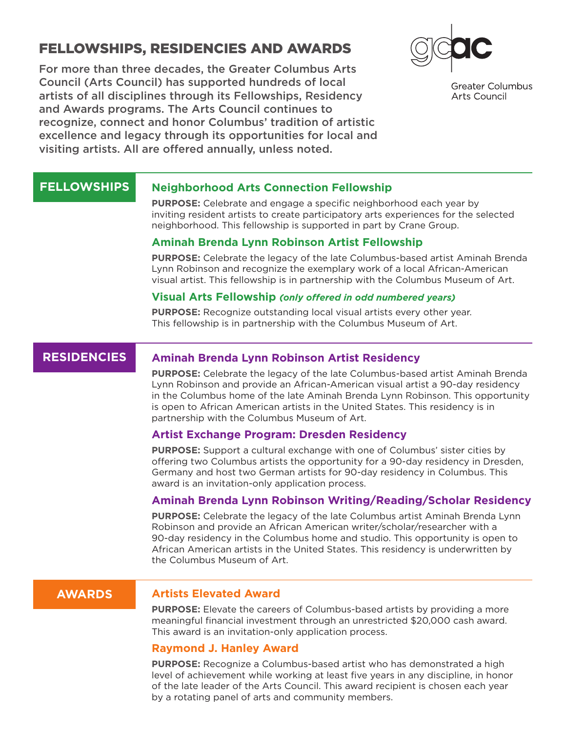# FELLOWSHIPS, RESIDENCIES AND AWARDS

For more than three decades, the Greater Columbus Arts Council (Arts Council) has supported hundreds of local artists of all disciplines through its Fellowships, Residency and Awards programs. The Arts Council continues to recognize, connect and honor Columbus' tradition of artistic excellence and legacy through its opportunities for local and visiting artists. All are offered annually, unless noted.

Greater Columbus Arts Council

## FELLOWSHIPS

### Neighborhood Arts Connection Fellowship

**PURPOSE:** Celebrate and engage a specific neighborhood each year by inviting resident artists to create participatory arts experiences for the selected neighborhood. This fellowship is supported in part by Crane Group.

### Aminah Brenda Lynn Robinson Artist Fellowship

**PURPOSE:** Celebrate the legacy of the late Columbus-based artist Aminah Brenda Lynn Robinson and recognize the exemplary work of a local African-American visual artist. This fellowship is in partnership with the Columbus Museum of Art.

### Visual Arts Fellowship *(only offered in odd numbered years)*

**PURPOSE:** Recognize outstanding local visual artists every other year. This fellowship is in partnership with the Columbus Museum of Art.

## RESIDENCIES

### Aminah Brenda Lynn Robinson Artist Residency

**PURPOSE:** Celebrate the legacy of the late Columbus-based artist Aminah Brenda Lynn Robinson and provide an African-American visual artist a 90-day residency in the Columbus home of the late Aminah Brenda Lynn Robinson. This opportunity is open to African American artists in the United States. This residency is in partnership with the Columbus Museum of Art.

### Artist Exchange Program: Dresden Residency

**PURPOSE:** Support a cultural exchange with one of Columbus' sister cities by offering two Columbus artists the opportunity for a 90-day residency in Dresden, Germany and host two German artists for 90-day residency in Columbus. This award is an invitation-only application process.

### Aminah Brenda Lynn Robinson Writing/Reading/Scholar Residency

**PURPOSE:** Celebrate the legacy of the late Columbus artist Aminah Brenda Lynn Robinson and provide an African American writer/scholar/researcher with a 90-day residency in the Columbus home and studio. This opportunity is open to African American artists in the United States. This residency is underwritten by the Columbus Museum of Art.

## AWARDS

### Artists Elevated Award

**PURPOSE:** Elevate the careers of Columbus-based artists by providing a more meaningful financial investment through an unrestricted $20,000 cash award. This award is an invitation-only application process.

### Raymond J. Hanley Award

**PURPOSE:** Recognize a Columbus-based artist who has demonstrated a high level of achievement while working at least five years in any discipline, in honor of the late leader of the Arts Council. This award recipient is chosen each year by a rotating panel of arts and community members.